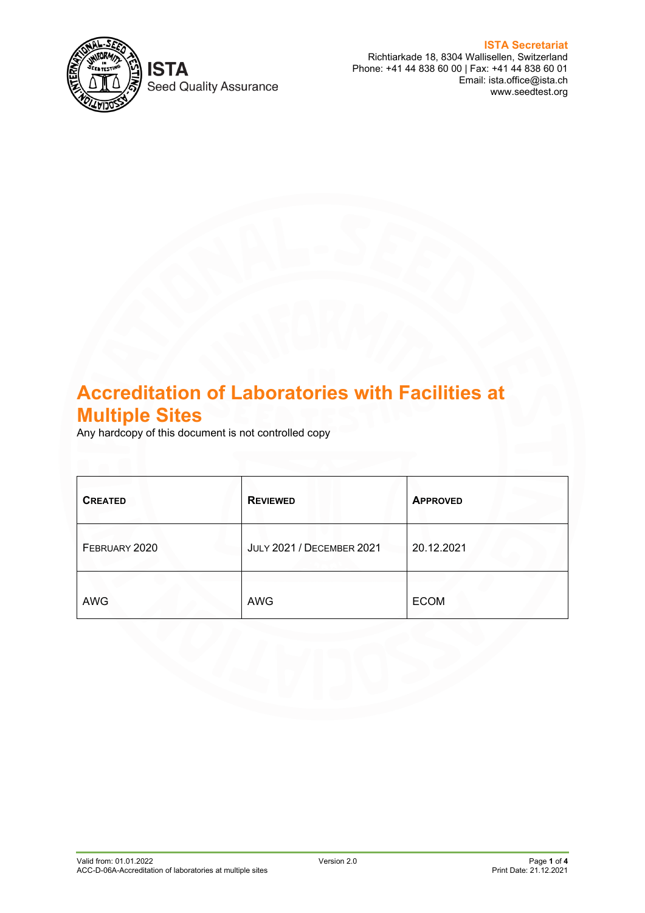ISTA
Seed Quality Assurance

**ISTA Secretariat**
Richtiarkade 18, 8304 Wallisellen, Switzerland
Phone: +41 44 838 60 00 | Fax: +41 44 838 60 01
Email: ista.office@ista.ch
www.seedtest.org

# Accreditation of Laboratories with Facilities at Multiple Sites

Any hardcopy of this document is not controlled copy

| CREATED | REVIEWED | APPROVED |
|---|---|---|
| FEBRUARY 2020 | JULY 2021 / DECEMBER 2021 | 20.12.2021 |
| AWG | AWG | ECOM |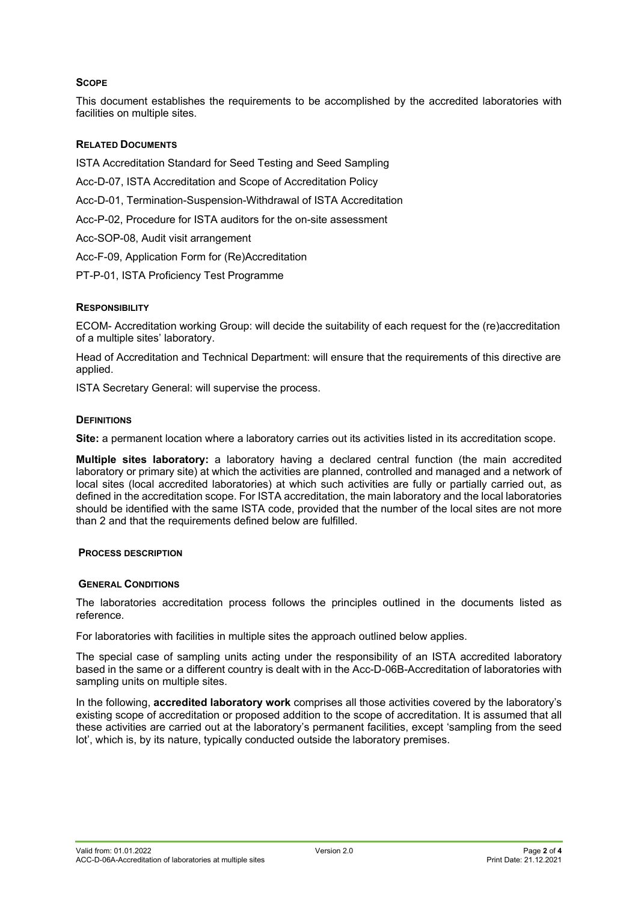## Scope

This document establishes the requirements to be accomplished by the accredited laboratories with facilities on multiple sites.

## Related Documents

ISTA Accreditation Standard for Seed Testing and Seed Sampling

Acc-D-07, ISTA Accreditation and Scope of Accreditation Policy

Acc-D-01, Termination-Suspension-Withdrawal of ISTA Accreditation

Acc-P-02, Procedure for ISTA auditors for the on-site assessment

Acc-SOP-08, Audit visit arrangement

Acc-F-09, Application Form for (Re)Accreditation

PT-P-01, ISTA Proficiency Test Programme

## Responsibility

ECOM- Accreditation working Group: will decide the suitability of each request for the (re)accreditation of a multiple sites' laboratory.

Head of Accreditation and Technical Department: will ensure that the requirements of this directive are applied.

ISTA Secretary General: will supervise the process.

## Definitions

**Site:** a permanent location where a laboratory carries out its activities listed in its accreditation scope.

**Multiple sites laboratory:** a laboratory having a declared central function (the main accredited laboratory or primary site) at which the activities are planned, controlled and managed and a network of local sites (local accredited laboratories) at which such activities are fully or partially carried out, as defined in the accreditation scope. For ISTA accreditation, the main laboratory and the local laboratories should be identified with the same ISTA code, provided that the number of the local sites are not more than 2 and that the requirements defined below are fulfilled.

## Process description

### General Conditions

The laboratories accreditation process follows the principles outlined in the documents listed as reference.

For laboratories with facilities in multiple sites the approach outlined below applies.

The special case of sampling units acting under the responsibility of an ISTA accredited laboratory based in the same or a different country is dealt with in the Acc-D-06B-Accreditation of laboratories with sampling units on multiple sites.

In the following, **accredited laboratory work** comprises all those activities covered by the laboratory's existing scope of accreditation or proposed addition to the scope of accreditation. It is assumed that all these activities are carried out at the laboratory's permanent facilities, except 'sampling from the seed lot', which is, by its nature, typically conducted outside the laboratory premises.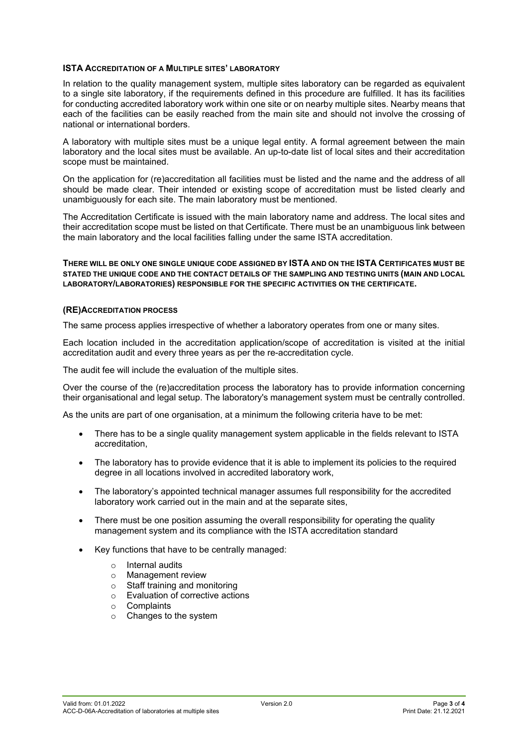### ISTA Accreditation of a Multiple sites' laboratory

In relation to the quality management system, multiple sites laboratory can be regarded as equivalent to a single site laboratory, if the requirements defined in this procedure are fulfilled. It has its facilities for conducting accredited laboratory work within one site or on nearby multiple sites. Nearby means that each of the facilities can be easily reached from the main site and should not involve the crossing of national or international borders.

A laboratory with multiple sites must be a unique legal entity. A formal agreement between the main laboratory and the local sites must be available. An up-to-date list of local sites and their accreditation scope must be maintained.

On the application for (re)accreditation all facilities must be listed and the name and the address of all should be made clear. Their intended or existing scope of accreditation must be listed clearly and unambiguously for each site. The main laboratory must be mentioned.

The Accreditation Certificate is issued with the main laboratory name and address. The local sites and their accreditation scope must be listed on that Certificate. There must be an unambiguous link between the main laboratory and the local facilities falling under the same ISTA accreditation.

**There will be only one single unique code assigned by ISTA and on the ISTA Certificates must be stated the unique code and the contact details of the sampling and testing units (main and local laboratory/laboratories) responsible for the specific activities on the certificate.**

### (Re)Accreditation process

The same process applies irrespective of whether a laboratory operates from one or many sites.

Each location included in the accreditation application/scope of accreditation is visited at the initial accreditation audit and every three years as per the re-accreditation cycle.

The audit fee will include the evaluation of the multiple sites.

Over the course of the (re)accreditation process the laboratory has to provide information concerning their organisational and legal setup. The laboratory's management system must be centrally controlled.

As the units are part of one organisation, at a minimum the following criteria have to be met:

- There has to be a single quality management system applicable in the fields relevant to ISTA accreditation,
- The laboratory has to provide evidence that it is able to implement its policies to the required degree in all locations involved in accredited laboratory work,
- The laboratory's appointed technical manager assumes full responsibility for the accredited laboratory work carried out in the main and at the separate sites,
- There must be one position assuming the overall responsibility for operating the quality management system and its compliance with the ISTA accreditation standard
- Key functions that have to be centrally managed:
  - Internal audits
  - Management review
  - Staff training and monitoring
  - Evaluation of corrective actions
  - Complaints
  - Changes to the system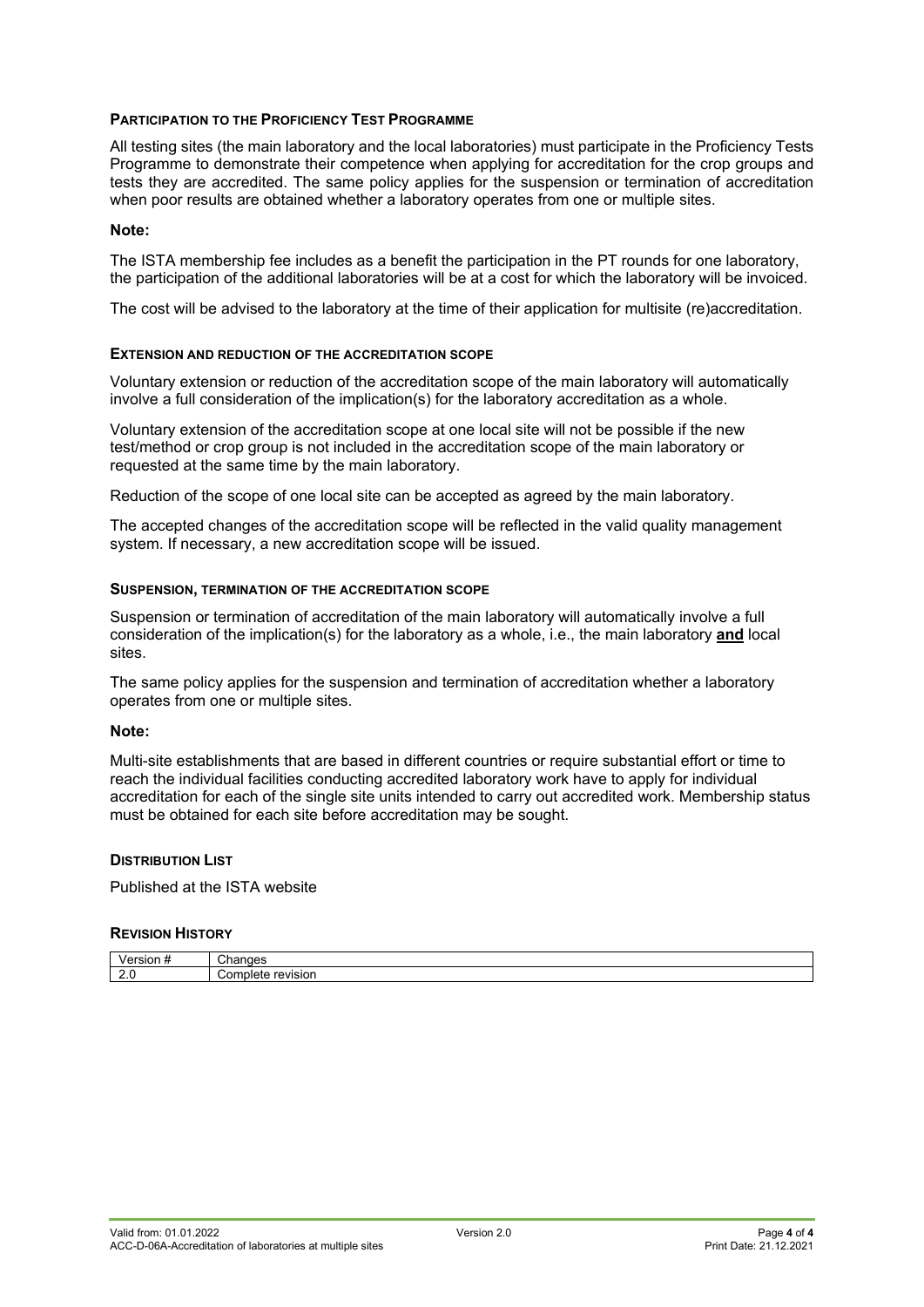### Participation to the Proficiency Test Programme

All testing sites (the main laboratory and the local laboratories) must participate in the Proficiency Tests Programme to demonstrate their competence when applying for accreditation for the crop groups and tests they are accredited. The same policy applies for the suspension or termination of accreditation when poor results are obtained whether a laboratory operates from one or multiple sites.

**Note:**

The ISTA membership fee includes as a benefit the participation in the PT rounds for one laboratory, the participation of the additional laboratories will be at a cost for which the laboratory will be invoiced.

The cost will be advised to the laboratory at the time of their application for multisite (re)accreditation.

### Extension and reduction of the accreditation scope

Voluntary extension or reduction of the accreditation scope of the main laboratory will automatically involve a full consideration of the implication(s) for the laboratory accreditation as a whole.

Voluntary extension of the accreditation scope at one local site will not be possible if the new test/method or crop group is not included in the accreditation scope of the main laboratory or requested at the same time by the main laboratory.

Reduction of the scope of one local site can be accepted as agreed by the main laboratory.

The accepted changes of the accreditation scope will be reflected in the valid quality management system. If necessary, a new accreditation scope will be issued.

### Suspension, termination of the accreditation scope

Suspension or termination of accreditation of the main laboratory will automatically involve a full consideration of the implication(s) for the laboratory as a whole, i.e., the main laboratory **and** local sites.

The same policy applies for the suspension and termination of accreditation whether a laboratory operates from one or multiple sites.

**Note:**

Multi-site establishments that are based in different countries or require substantial effort or time to reach the individual facilities conducting accredited laboratory work have to apply for individual accreditation for each of the single site units intended to carry out accredited work. Membership status must be obtained for each site before accreditation may be sought.

### Distribution List

Published at the ISTA website

### Revision History

| Version # | Changes |
|---|---|
| 2.0 | Complete revision |